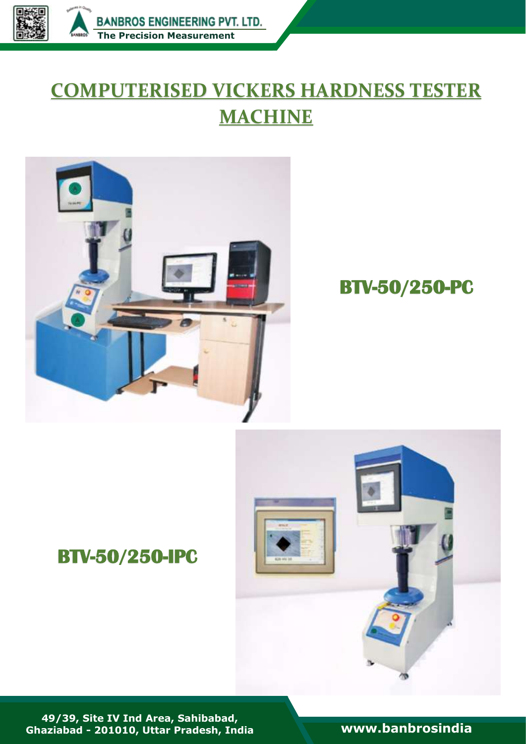# COMPUTERISED VICKERS HARDNESS TESTER MACHINE

**BTV-50/250-PC**

**BTV-50/250-IPC**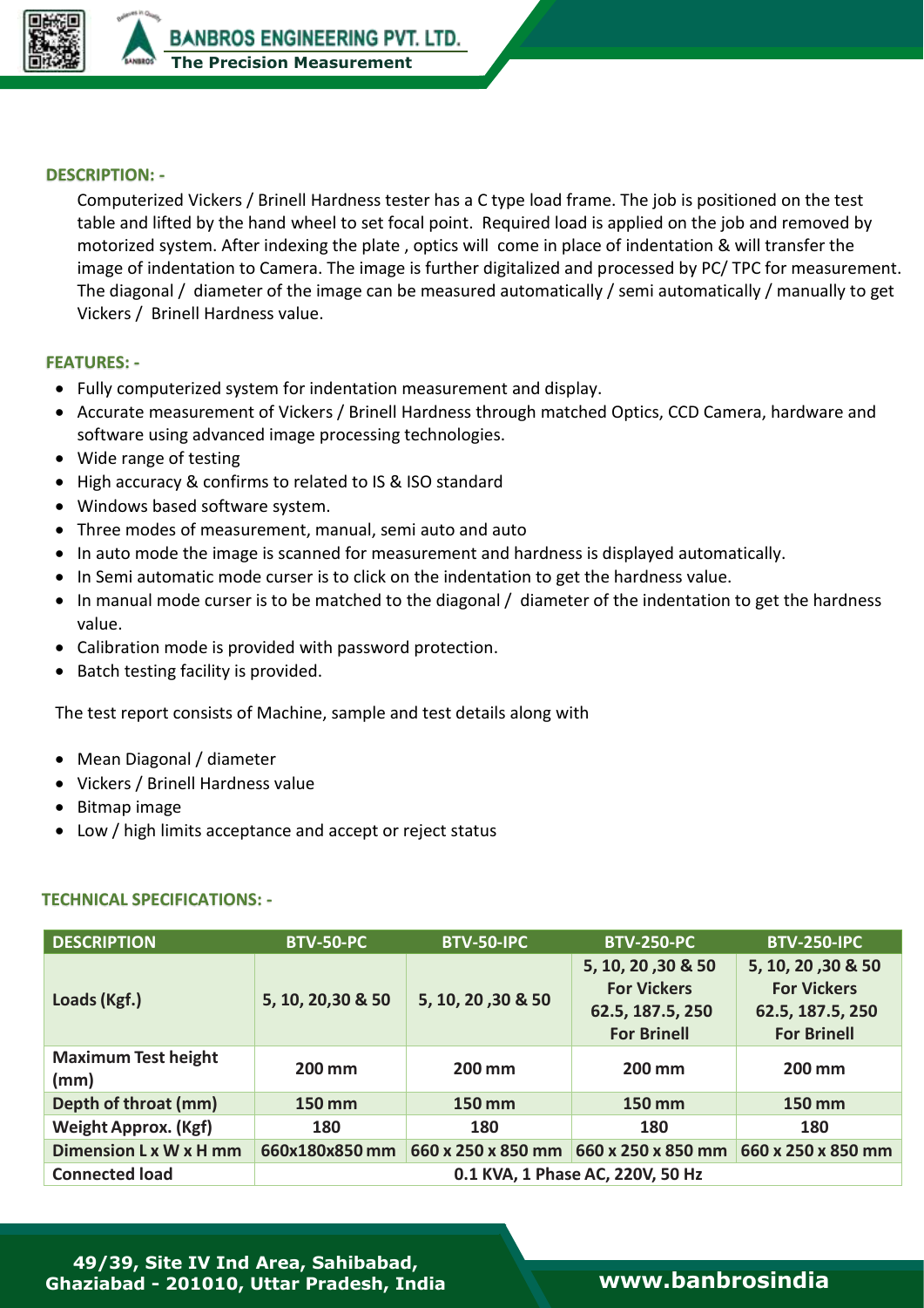## DESCRIPTION: -

Computerized Vickers / Brinell Hardness tester has a C type load frame. The job is positioned on the test table and lifted by the hand wheel to set focal point. Required load is applied on the job and removed by motorized system. After indexing the plate , optics will come in place of indentation & will transfer the image of indentation to Camera. The image is further digitalized and processed by PC/ TPC for measurement. The diagonal / diameter of the image can be measured automatically / semi automatically / manually to get Vickers / Brinell Hardness value.

## FEATURES: -

- Fully computerized system for indentation measurement and display.
- Accurate measurement of Vickers / Brinell Hardness through matched Optics, CCD Camera, hardware and software using advanced image processing technologies.
- Wide range of testing
- High accuracy & confirms to related to IS & ISO standard
- Windows based software system.
- Three modes of measurement, manual, semi auto and auto
- In auto mode the image is scanned for measurement and hardness is displayed automatically.
- In Semi automatic mode curser is to click on the indentation to get the hardness value.
- In manual mode curser is to be matched to the diagonal / diameter of the indentation to get the hardness value.
- Calibration mode is provided with password protection.
- Batch testing facility is provided.

The test report consists of Machine, sample and test details along with

- Mean Diagonal / diameter
- Vickers / Brinell Hardness value
- Bitmap image
- Low / high limits acceptance and accept or reject status

## TECHNICAL SPECIFICATIONS: -

| DESCRIPTION | BTV-50-PC | BTV-50-IPC | BTV-250-PC | BTV-250-IPC |
|---|---|---|---|---|
| Loads (Kgf.) | 5, 10, 20,30 & 50 | 5, 10, 20 ,30 & 50 | 5, 10, 20 ,30 & 50 For Vickers 62.5, 187.5, 250 For Brinell | 5, 10, 20 ,30 & 50 For Vickers 62.5, 187.5, 250 For Brinell |
| Maximum Test height (mm) | 200 mm | 200 mm | 200 mm | 200 mm |
| Depth of throat (mm) | 150 mm | 150 mm | 150 mm | 150 mm |
| Weight Approx. (Kgf) | 180 | 180 | 180 | 180 |
| Dimension L x W x H mm | 660x180x850 mm | 660 x 250 x 850 mm | 660 x 250 x 850 mm | 660 x 250 x 850 mm |
| Connected load | 0.1 KVA, 1 Phase AC, 220V, 50 Hz | | | |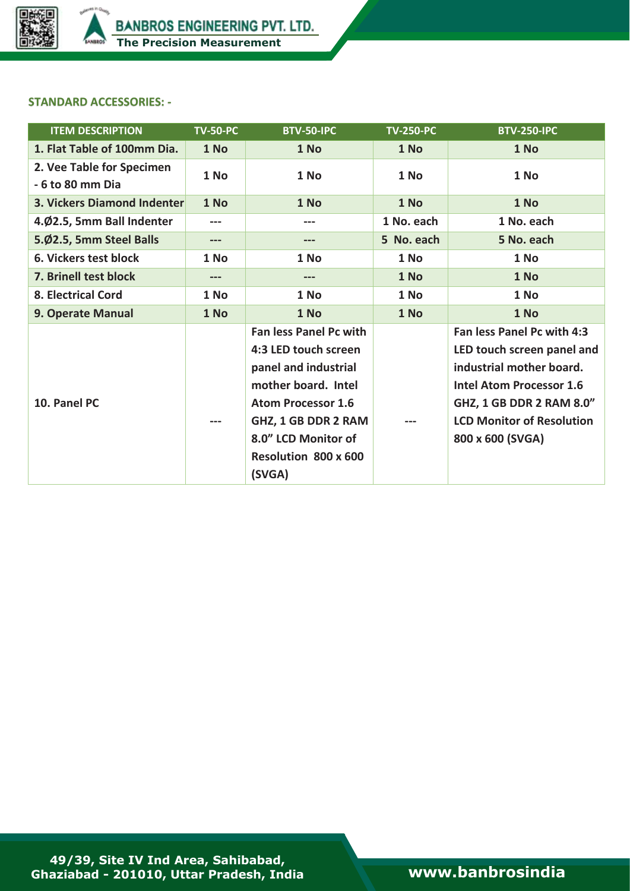**STANDARD ACCESSORIES: -**

| ITEM DESCRIPTION | TV-50-PC | BTV-50-IPC | TV-250-PC | BTV-250-IPC |
|---|---|---|---|---|
| 1. Flat Table of 100mm Dia. | 1 No | 1 No | 1 No | 1 No |
| 2. Vee Table for Specimen - 6 to 80 mm Dia | 1 No | 1 No | 1 No | 1 No |
| 3. Vickers Diamond Indenter | 1 No | 1 No | 1 No | 1 No |
| 4.Ø2.5, 5mm Ball Indenter | --- | --- | 1 No. each | 1 No. each |
| 5.Ø2.5, 5mm Steel Balls | --- | --- | 5 No. each | 5 No. each |
| 6. Vickers test block | 1 No | 1 No | 1 No | 1 No |
| 7. Brinell test block | --- | --- | 1 No | 1 No |
| 8. Electrical Cord | 1 No | 1 No | 1 No | 1 No |
| 9. Operate Manual | 1 No | 1 No | 1 No | 1 No |
| 10. Panel PC | --- | Fan less Panel Pc with 4:3 LED touch screen panel and industrial mother board. Intel Atom Processor 1.6 GHZ, 1 GB DDR 2 RAM 8.0" LCD Monitor of Resolution 800 x 600 (SVGA) | --- | Fan less Panel Pc with 4:3 LED touch screen panel and industrial mother board. Intel Atom Processor 1.6 GHZ, 1 GB DDR 2 RAM 8.0" LCD Monitor of Resolution 800 x 600 (SVGA) |